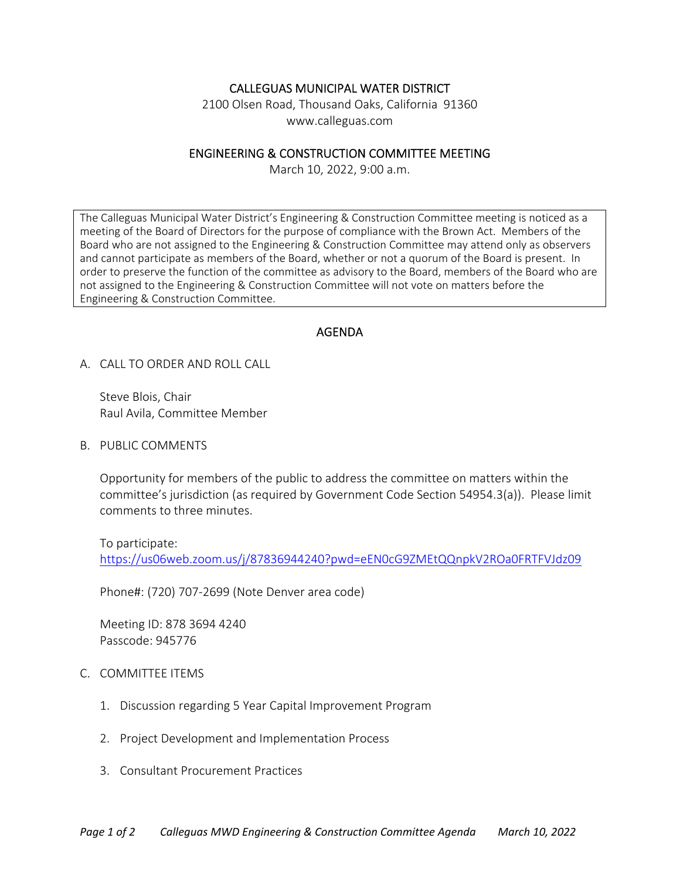# CALLEGUAS MUNICIPAL WATER DISTRICT

2100 Olsen Road, Thousand Oaks, California 91360
www.calleguas.com

## ENGINEERING & CONSTRUCTION COMMITTEE MEETING

March 10, 2022, 9:00 a.m.

> The Calleguas Municipal Water District's Engineering & Construction Committee meeting is noticed as a meeting of the Board of Directors for the purpose of compliance with the Brown Act. Members of the Board who are not assigned to the Engineering & Construction Committee may attend only as observers and cannot participate as members of the Board, whether or not a quorum of the Board is present. In order to preserve the function of the committee as advisory to the Board, members of the Board who are not assigned to the Engineering & Construction Committee will not vote on matters before the Engineering & Construction Committee.

## AGENDA

A. CALL TO ORDER AND ROLL CALL

Steve Blois, Chair
Raul Avila, Committee Member

B. PUBLIC COMMENTS

Opportunity for members of the public to address the committee on matters within the committee's jurisdiction (as required by Government Code Section 54954.3(a)). Please limit comments to three minutes.

To participate:
https://us06web.zoom.us/j/87836944240?pwd=eEN0cG9ZMEtQQnpkV2ROa0FRTFVJdz09

Phone#: (720) 707-2699 (Note Denver area code)

Meeting ID: 878 3694 4240
Passcode: 945776

C. COMMITTEE ITEMS

1. Discussion regarding 5 Year Capital Improvement Program
2. Project Development and Implementation Process
3. Consultant Procurement Practices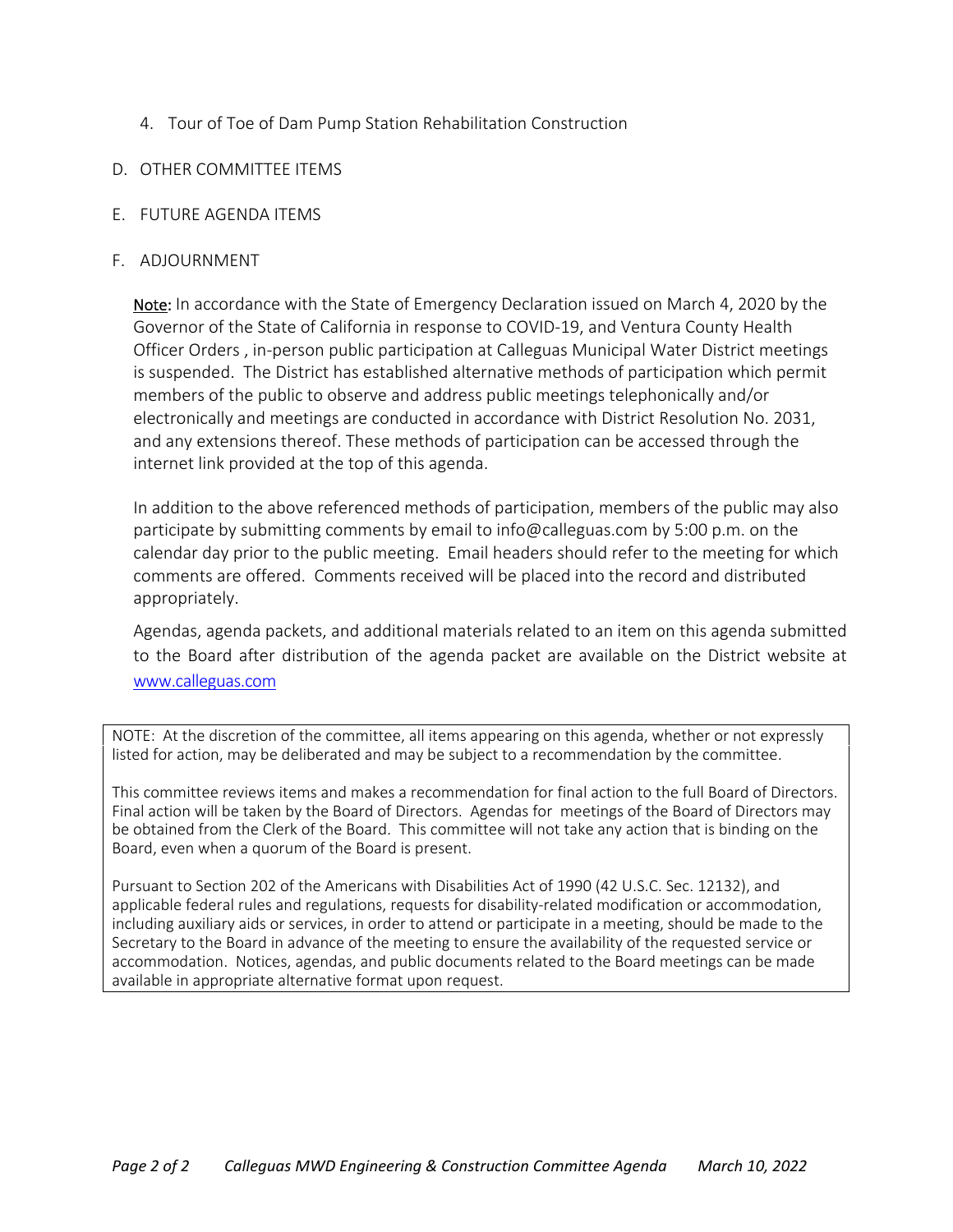4. Tour of Toe of Dam Pump Station Rehabilitation Construction

D. OTHER COMMITTEE ITEMS

E. FUTURE AGENDA ITEMS

F. ADJOURNMENT

<u>Note</u>: In accordance with the State of Emergency Declaration issued on March 4, 2020 by the Governor of the State of California in response to COVID-19, and Ventura County Health Officer Orders , in-person public participation at Calleguas Municipal Water District meetings is suspended. The District has established alternative methods of participation which permit members of the public to observe and address public meetings telephonically and/or electronically and meetings are conducted in accordance with District Resolution No. 2031, and any extensions thereof. These methods of participation can be accessed through the internet link provided at the top of this agenda.

In addition to the above referenced methods of participation, members of the public may also participate by submitting comments by email to info@calleguas.com by 5:00 p.m. on the calendar day prior to the public meeting. Email headers should refer to the meeting for which comments are offered. Comments received will be placed into the record and distributed appropriately.

Agendas, agenda packets, and additional materials related to an item on this agenda submitted to the Board after distribution of the agenda packet are available on the District website at [www.calleguas.com](http://www.calleguas.com)

NOTE: At the discretion of the committee, all items appearing on this agenda, whether or not expressly listed for action, may be deliberated and may be subject to a recommendation by the committee.

This committee reviews items and makes a recommendation for final action to the full Board of Directors. Final action will be taken by the Board of Directors. Agendas for meetings of the Board of Directors may be obtained from the Clerk of the Board. This committee will not take any action that is binding on the Board, even when a quorum of the Board is present.

Pursuant to Section 202 of the Americans with Disabilities Act of 1990 (42 U.S.C. Sec. 12132), and applicable federal rules and regulations, requests for disability-related modification or accommodation, including auxiliary aids or services, in order to attend or participate in a meeting, should be made to the Secretary to the Board in advance of the meeting to ensure the availability of the requested service or accommodation. Notices, agendas, and public documents related to the Board meetings can be made available in appropriate alternative format upon request.